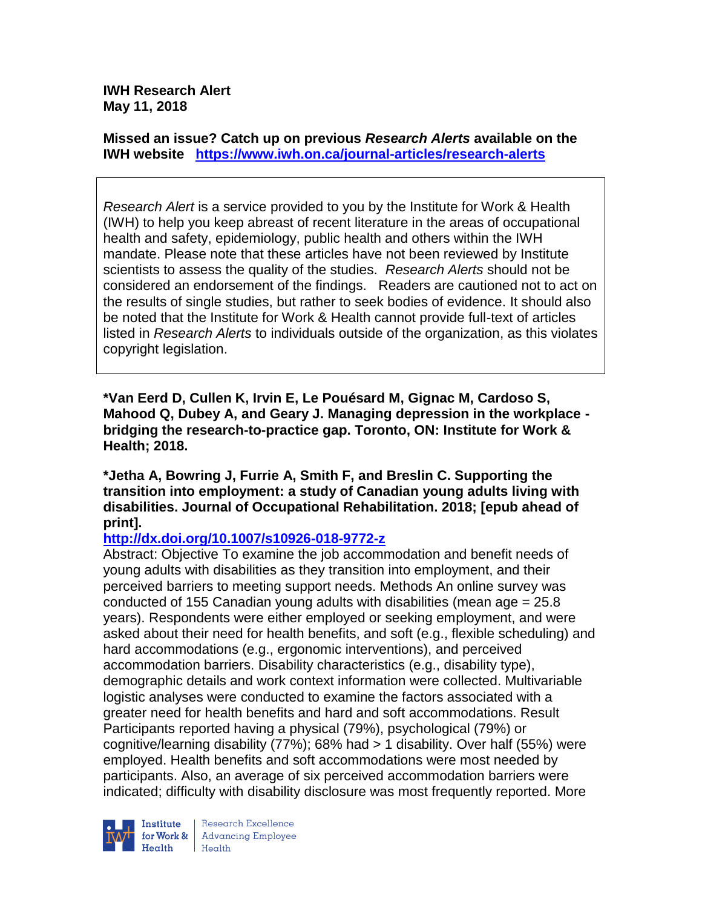**IWH Research Alert**
**May 11, 2018**

**Missed an issue? Catch up on previous *Research Alerts* available on the IWH website** **https://www.iwh.on.ca/journal-articles/research-alerts**

*Research Alert* is a service provided to you by the Institute for Work & Health (IWH) to help you keep abreast of recent literature in the areas of occupational health and safety, epidemiology, public health and others within the IWH mandate. Please note that these articles have not been reviewed by Institute scientists to assess the quality of the studies. *Research Alerts* should not be considered an endorsement of the findings. Readers are cautioned not to act on the results of single studies, but rather to seek bodies of evidence. It should also be noted that the Institute for Work & Health cannot provide full-text of articles listed in *Research Alerts* to individuals outside of the organization, as this violates copyright legislation.

**\*Van Eerd D, Cullen K, Irvin E, Le Pouésard M, Gignac M, Cardoso S, Mahood Q, Dubey A, and Geary J. Managing depression in the workplace - bridging the research-to-practice gap. Toronto, ON: Institute for Work & Health; 2018.**

**\*Jetha A, Bowring J, Furrie A, Smith F, and Breslin C. Supporting the transition into employment: a study of Canadian young adults living with disabilities. Journal of Occupational Rehabilitation. 2018; [epub ahead of print].**

**http://dx.doi.org/10.1007/s10926-018-9772-z**

Abstract: Objective To examine the job accommodation and benefit needs of young adults with disabilities as they transition into employment, and their perceived barriers to meeting support needs. Methods An online survey was conducted of 155 Canadian young adults with disabilities (mean age = 25.8 years). Respondents were either employed or seeking employment, and were asked about their need for health benefits, and soft (e.g., flexible scheduling) and hard accommodations (e.g., ergonomic interventions), and perceived accommodation barriers. Disability characteristics (e.g., disability type), demographic details and work context information were collected. Multivariable logistic analyses were conducted to examine the factors associated with a greater need for health benefits and hard and soft accommodations. Result Participants reported having a physical (79%), psychological (79%) or cognitive/learning disability (77%); 68% had > 1 disability. Over half (55%) were employed. Health benefits and soft accommodations were most needed by participants. Also, an average of six perceived accommodation barriers were indicated; difficulty with disability disclosure was most frequently reported. More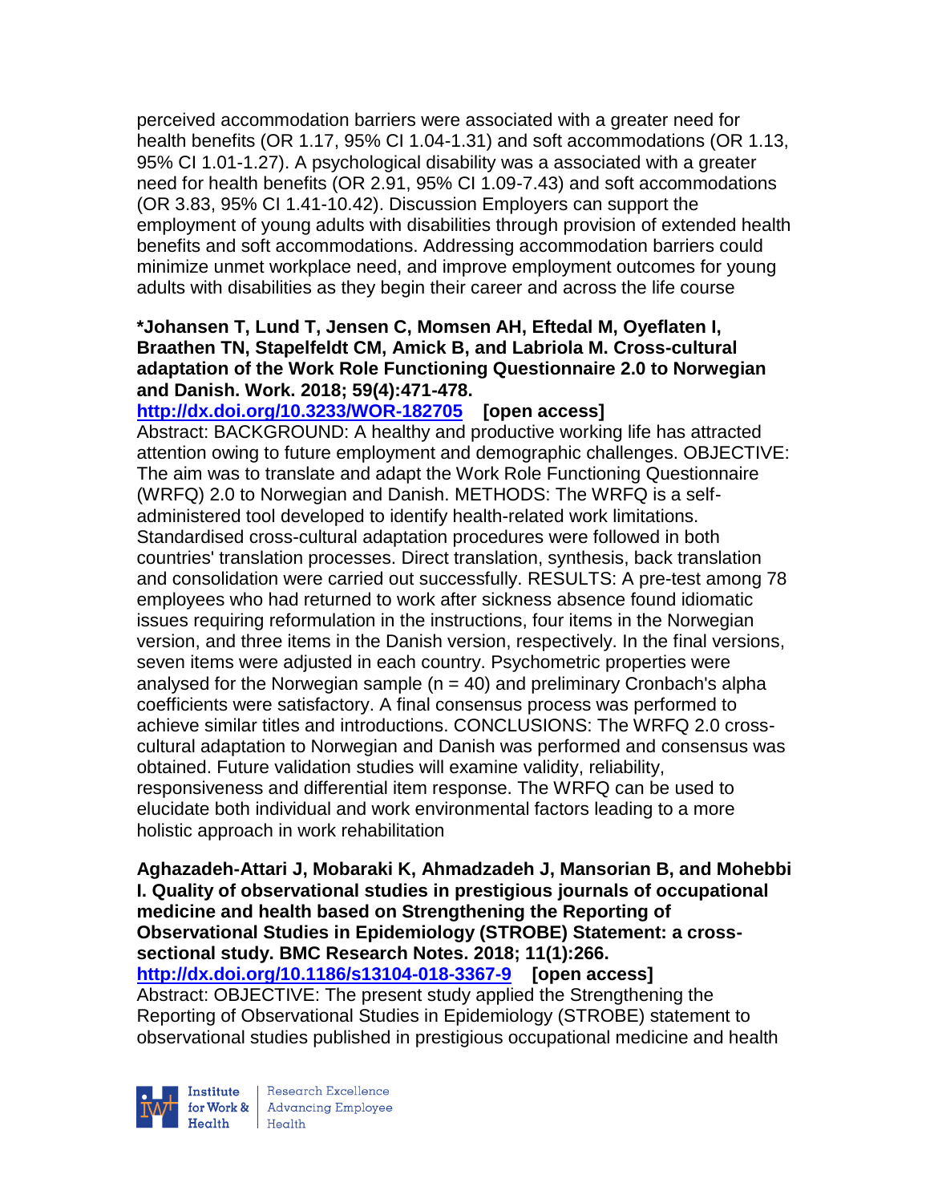perceived accommodation barriers were associated with a greater need for health benefits (OR 1.17, 95% CI 1.04-1.31) and soft accommodations (OR 1.13, 95% CI 1.01-1.27). A psychological disability was a associated with a greater need for health benefits (OR 2.91, 95% CI 1.09-7.43) and soft accommodations (OR 3.83, 95% CI 1.41-10.42). Discussion Employers can support the employment of young adults with disabilities through provision of extended health benefits and soft accommodations. Addressing accommodation barriers could minimize unmet workplace need, and improve employment outcomes for young adults with disabilities as they begin their career and across the life course

**\*Johansen T, Lund T, Jensen C, Momsen AH, Eftedal M, Oyeflaten I, Braathen TN, Stapelfeldt CM, Amick B, and Labriola M. Cross-cultural adaptation of the Work Role Functioning Questionnaire 2.0 to Norwegian and Danish. Work. 2018; 59(4):471-478.**
**http://dx.doi.org/10.3233/WOR-182705 [open access]**
Abstract: BACKGROUND: A healthy and productive working life has attracted attention owing to future employment and demographic challenges. OBJECTIVE: The aim was to translate and adapt the Work Role Functioning Questionnaire (WRFQ) 2.0 to Norwegian and Danish. METHODS: The WRFQ is a self-administered tool developed to identify health-related work limitations. Standardised cross-cultural adaptation procedures were followed in both countries' translation processes. Direct translation, synthesis, back translation and consolidation were carried out successfully. RESULTS: A pre-test among 78 employees who had returned to work after sickness absence found idiomatic issues requiring reformulation in the instructions, four items in the Norwegian version, and three items in the Danish version, respectively. In the final versions, seven items were adjusted in each country. Psychometric properties were analysed for the Norwegian sample ($n = 40$) and preliminary Cronbach's alpha coefficients were satisfactory. A final consensus process was performed to achieve similar titles and introductions. CONCLUSIONS: The WRFQ 2.0 cross-cultural adaptation to Norwegian and Danish was performed and consensus was obtained. Future validation studies will examine validity, reliability, responsiveness and differential item response. The WRFQ can be used to elucidate both individual and work environmental factors leading to a more holistic approach in work rehabilitation

**Aghazadeh-Attari J, Mobaraki K, Ahmadzadeh J, Mansorian B, and Mohebbi I. Quality of observational studies in prestigious journals of occupational medicine and health based on Strengthening the Reporting of Observational Studies in Epidemiology (STROBE) Statement: a cross-sectional study. BMC Research Notes. 2018; 11(1):266.**
**http://dx.doi.org/10.1186/s13104-018-3367-9 [open access]**
Abstract: OBJECTIVE: The present study applied the Strengthening the Reporting of Observational Studies in Epidemiology (STROBE) statement to observational studies published in prestigious occupational medicine and health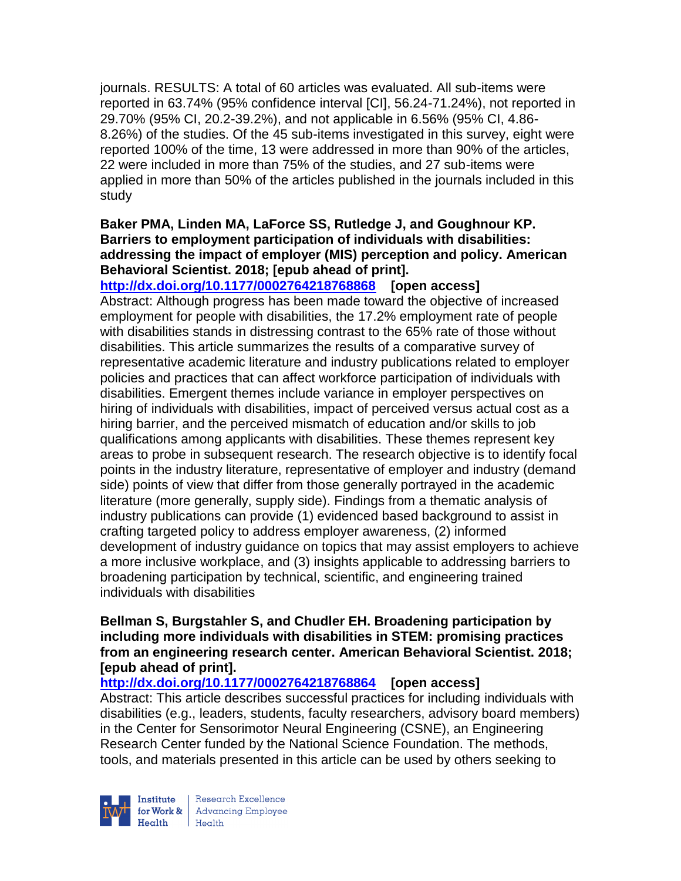journals. RESULTS: A total of 60 articles was evaluated. All sub-items were reported in 63.74% (95% confidence interval [CI], 56.24-71.24%), not reported in 29.70% (95% CI, 20.2-39.2%), and not applicable in 6.56% (95% CI, 4.86-8.26%) of the studies. Of the 45 sub-items investigated in this survey, eight were reported 100% of the time, 13 were addressed in more than 90% of the articles, 22 were included in more than 75% of the studies, and 27 sub-items were applied in more than 50% of the articles published in the journals included in this study

**Baker PMA, Linden MA, LaForce SS, Rutledge J, and Goughnour KP. Barriers to employment participation of individuals with disabilities: addressing the impact of employer (MIS) perception and policy. American Behavioral Scientist. 2018; [epub ahead of print].**
**http://dx.doi.org/10.1177/0002764218768868 [open access]**
Abstract: Although progress has been made toward the objective of increased employment for people with disabilities, the 17.2% employment rate of people with disabilities stands in distressing contrast to the 65% rate of those without disabilities. This article summarizes the results of a comparative survey of representative academic literature and industry publications related to employer policies and practices that can affect workforce participation of individuals with disabilities. Emergent themes include variance in employer perspectives on hiring of individuals with disabilities, impact of perceived versus actual cost as a hiring barrier, and the perceived mismatch of education and/or skills to job qualifications among applicants with disabilities. These themes represent key areas to probe in subsequent research. The research objective is to identify focal points in the industry literature, representative of employer and industry (demand side) points of view that differ from those generally portrayed in the academic literature (more generally, supply side). Findings from a thematic analysis of industry publications can provide (1) evidenced based background to assist in crafting targeted policy to address employer awareness, (2) informed development of industry guidance on topics that may assist employers to achieve a more inclusive workplace, and (3) insights applicable to addressing barriers to broadening participation by technical, scientific, and engineering trained individuals with disabilities

**Bellman S, Burgstahler S, and Chudler EH. Broadening participation by including more individuals with disabilities in STEM: promising practices from an engineering research center. American Behavioral Scientist. 2018; [epub ahead of print].**
**http://dx.doi.org/10.1177/0002764218768864 [open access]**
Abstract: This article describes successful practices for including individuals with disabilities (e.g., leaders, students, faculty researchers, advisory board members) in the Center for Sensorimotor Neural Engineering (CSNE), an Engineering Research Center funded by the National Science Foundation. The methods, tools, and materials presented in this article can be used by others seeking to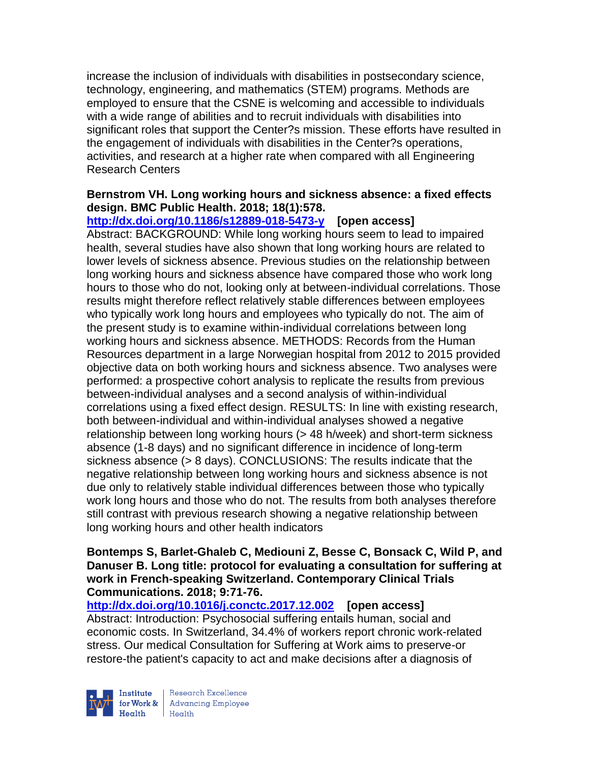increase the inclusion of individuals with disabilities in postsecondary science, technology, engineering, and mathematics (STEM) programs. Methods are employed to ensure that the CSNE is welcoming and accessible to individuals with a wide range of abilities and to recruit individuals with disabilities into significant roles that support the Center?s mission. These efforts have resulted in the engagement of individuals with disabilities in the Center?s operations, activities, and research at a higher rate when compared with all Engineering Research Centers

**Bernstrom VH. Long working hours and sickness absence: a fixed effects design. BMC Public Health. 2018; 18(1):578.**
**http://dx.doi.org/10.1186/s12889-018-5473-y [open access]**
Abstract: BACKGROUND: While long working hours seem to lead to impaired health, several studies have also shown that long working hours are related to lower levels of sickness absence. Previous studies on the relationship between long working hours and sickness absence have compared those who work long hours to those who do not, looking only at between-individual correlations. Those results might therefore reflect relatively stable differences between employees who typically work long hours and employees who typically do not. The aim of the present study is to examine within-individual correlations between long working hours and sickness absence. METHODS: Records from the Human Resources department in a large Norwegian hospital from 2012 to 2015 provided objective data on both working hours and sickness absence. Two analyses were performed: a prospective cohort analysis to replicate the results from previous between-individual analyses and a second analysis of within-individual correlations using a fixed effect design. RESULTS: In line with existing research, both between-individual and within-individual analyses showed a negative relationship between long working hours (> 48 h/week) and short-term sickness absence (1-8 days) and no significant difference in incidence of long-term sickness absence (> 8 days). CONCLUSIONS: The results indicate that the negative relationship between long working hours and sickness absence is not due only to relatively stable individual differences between those who typically work long hours and those who do not. The results from both analyses therefore still contrast with previous research showing a negative relationship between long working hours and other health indicators

**Bontemps S, Barlet-Ghaleb C, Mediouni Z, Besse C, Bonsack C, Wild P, and Danuser B. Long title: protocol for evaluating a consultation for suffering at work in French-speaking Switzerland. Contemporary Clinical Trials Communications. 2018; 9:71-76.**
**http://dx.doi.org/10.1016/j.conctc.2017.12.002 [open access]**
Abstract: Introduction: Psychosocial suffering entails human, social and economic costs. In Switzerland, 34.4% of workers report chronic work-related stress. Our medical Consultation for Suffering at Work aims to preserve-or restore-the patient's capacity to act and make decisions after a diagnosis of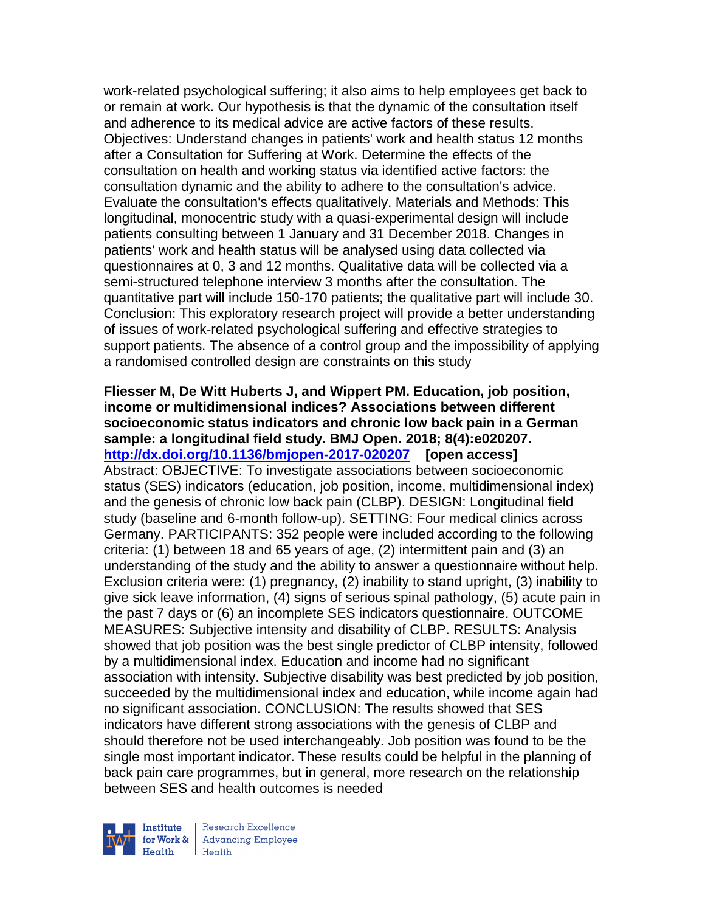work-related psychological suffering; it also aims to help employees get back to or remain at work. Our hypothesis is that the dynamic of the consultation itself and adherence to its medical advice are active factors of these results. Objectives: Understand changes in patients' work and health status 12 months after a Consultation for Suffering at Work. Determine the effects of the consultation on health and working status via identified active factors: the consultation dynamic and the ability to adhere to the consultation's advice. Evaluate the consultation's effects qualitatively. Materials and Methods: This longitudinal, monocentric study with a quasi-experimental design will include patients consulting between 1 January and 31 December 2018. Changes in patients' work and health status will be analysed using data collected via questionnaires at 0, 3 and 12 months. Qualitative data will be collected via a semi-structured telephone interview 3 months after the consultation. The quantitative part will include 150-170 patients; the qualitative part will include 30. Conclusion: This exploratory research project will provide a better understanding of issues of work-related psychological suffering and effective strategies to support patients. The absence of a control group and the impossibility of applying a randomised controlled design are constraints on this study

**Fliesser M, De Witt Huberts J, and Wippert PM. Education, job position, income or multidimensional indices? Associations between different socioeconomic status indicators and chronic low back pain in a German sample: a longitudinal field study. BMJ Open. 2018; 8(4):e020207. http://dx.doi.org/10.1136/bmjopen-2017-020207 [open access]**
Abstract: OBJECTIVE: To investigate associations between socioeconomic status (SES) indicators (education, job position, income, multidimensional index) and the genesis of chronic low back pain (CLBP). DESIGN: Longitudinal field study (baseline and 6-month follow-up). SETTING: Four medical clinics across Germany. PARTICIPANTS: 352 people were included according to the following criteria: (1) between 18 and 65 years of age, (2) intermittent pain and (3) an understanding of the study and the ability to answer a questionnaire without help. Exclusion criteria were: (1) pregnancy, (2) inability to stand upright, (3) inability to give sick leave information, (4) signs of serious spinal pathology, (5) acute pain in the past 7 days or (6) an incomplete SES indicators questionnaire. OUTCOME MEASURES: Subjective intensity and disability of CLBP. RESULTS: Analysis showed that job position was the best single predictor of CLBP intensity, followed by a multidimensional index. Education and income had no significant association with intensity. Subjective disability was best predicted by job position, succeeded by the multidimensional index and education, while income again had no significant association. CONCLUSION: The results showed that SES indicators have different strong associations with the genesis of CLBP and should therefore not be used interchangeably. Job position was found to be the single most important indicator. These results could be helpful in the planning of back pain care programmes, but in general, more research on the relationship between SES and health outcomes is needed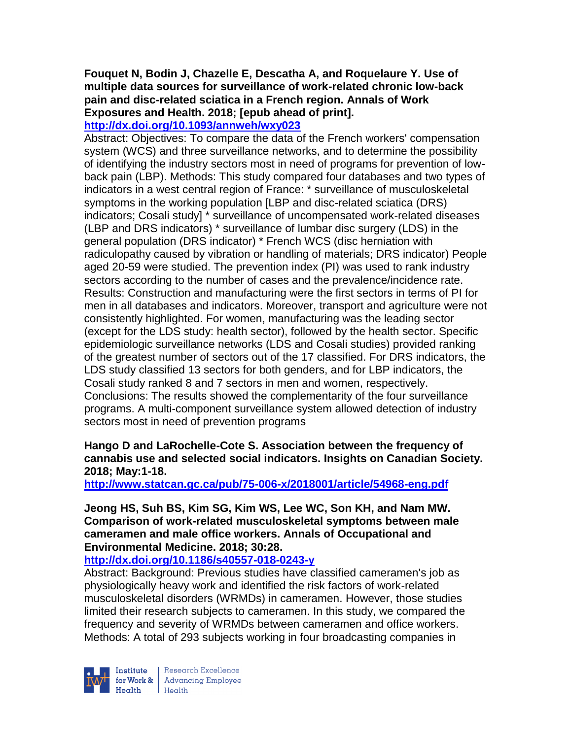**Fouquet N, Bodin J, Chazelle E, Descatha A, and Roquelaure Y. Use of multiple data sources for surveillance of work-related chronic low-back pain and disc-related sciatica in a French region. Annals of Work Exposures and Health. 2018; [epub ahead of print].**
**http://dx.doi.org/10.1093/annweh/wxy023**

Abstract: Objectives: To compare the data of the French workers' compensation system (WCS) and three surveillance networks, and to determine the possibility of identifying the industry sectors most in need of programs for prevention of low-back pain (LBP). Methods: This study compared four databases and two types of indicators in a west central region of France: * surveillance of musculoskeletal symptoms in the working population [LBP and disc-related sciatica (DRS) indicators; Cosali study] * surveillance of uncompensated work-related diseases (LBP and DRS indicators) * surveillance of lumbar disc surgery (LDS) in the general population (DRS indicator) * French WCS (disc herniation with radiculopathy caused by vibration or handling of materials; DRS indicator) People aged 20-59 were studied. The prevention index (PI) was used to rank industry sectors according to the number of cases and the prevalence/incidence rate. Results: Construction and manufacturing were the first sectors in terms of PI for men in all databases and indicators. Moreover, transport and agriculture were not consistently highlighted. For women, manufacturing was the leading sector (except for the LDS study: health sector), followed by the health sector. Specific epidemiologic surveillance networks (LDS and Cosali studies) provided ranking of the greatest number of sectors out of the 17 classified. For DRS indicators, the LDS study classified 13 sectors for both genders, and for LBP indicators, the Cosali study ranked 8 and 7 sectors in men and women, respectively. Conclusions: The results showed the complementarity of the four surveillance programs. A multi-component surveillance system allowed detection of industry sectors most in need of prevention programs

**Hango D and LaRochelle-Cote S. Association between the frequency of cannabis use and selected social indicators. Insights on Canadian Society. 2018; May:1-18.**
**http://www.statcan.gc.ca/pub/75-006-x/2018001/article/54968-eng.pdf**

**Jeong HS, Suh BS, Kim SG, Kim WS, Lee WC, Son KH, and Nam MW. Comparison of work-related musculoskeletal symptoms between male cameramen and male office workers. Annals of Occupational and Environmental Medicine. 2018; 30:28.**
**http://dx.doi.org/10.1186/s40557-018-0243-y**

Abstract: Background: Previous studies have classified cameramen's job as physiologically heavy work and identified the risk factors of work-related musculoskeletal disorders (WRMDs) in cameramen. However, those studies limited their research subjects to cameramen. In this study, we compared the frequency and severity of WRMDs between cameramen and office workers. Methods: A total of 293 subjects working in four broadcasting companies in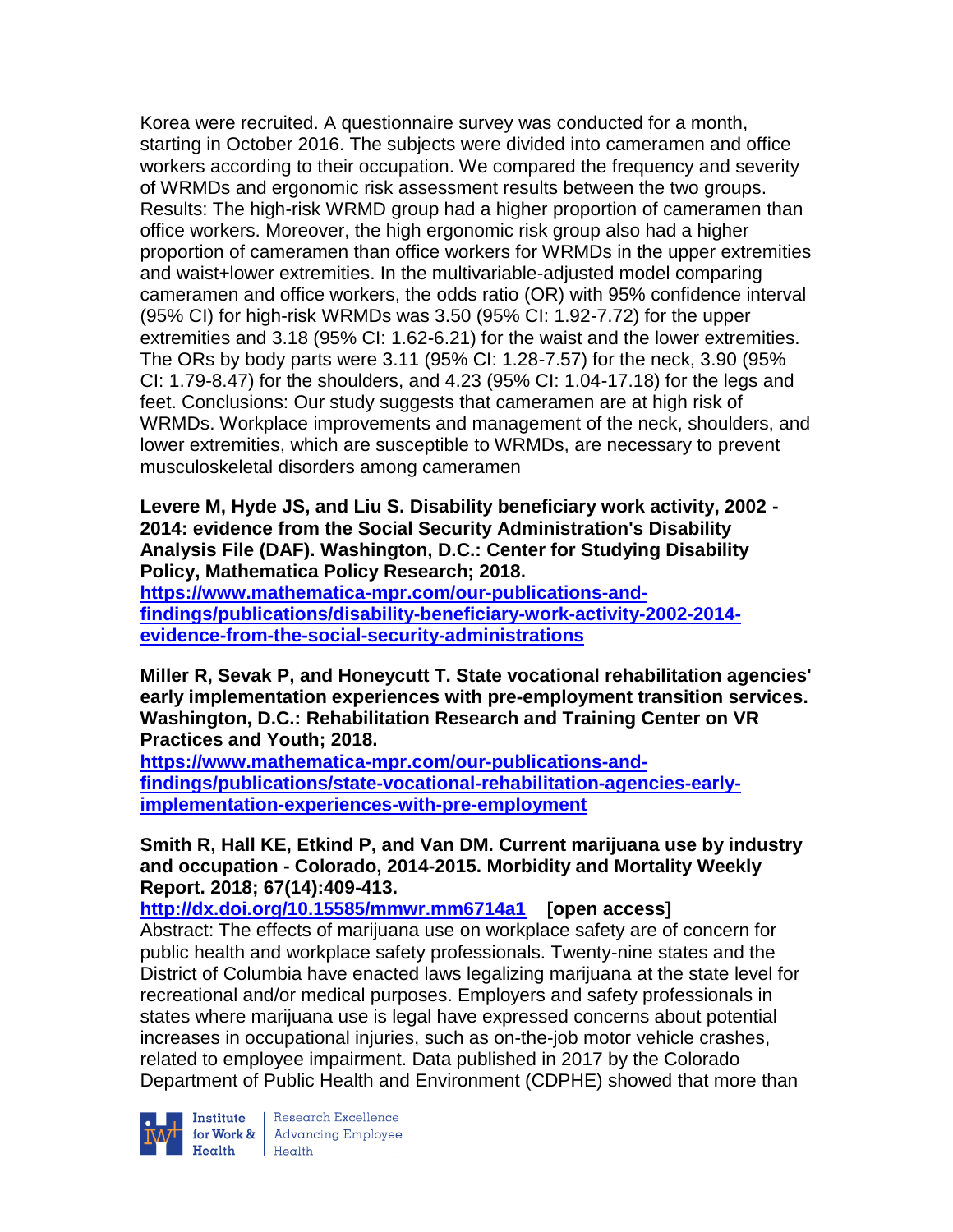Korea were recruited. A questionnaire survey was conducted for a month, starting in October 2016. The subjects were divided into cameramen and office workers according to their occupation. We compared the frequency and severity of WRMDs and ergonomic risk assessment results between the two groups. Results: The high-risk WRMD group had a higher proportion of cameramen than office workers. Moreover, the high ergonomic risk group also had a higher proportion of cameramen than office workers for WRMDs in the upper extremities and waist+lower extremities. In the multivariable-adjusted model comparing cameramen and office workers, the odds ratio (OR) with 95% confidence interval (95% CI) for high-risk WRMDs was 3.50 (95% CI: 1.92-7.72) for the upper extremities and 3.18 (95% CI: 1.62-6.21) for the waist and the lower extremities. The ORs by body parts were 3.11 (95% CI: 1.28-7.57) for the neck, 3.90 (95% CI: 1.79-8.47) for the shoulders, and 4.23 (95% CI: 1.04-17.18) for the legs and feet. Conclusions: Our study suggests that cameramen are at high risk of WRMDs. Workplace improvements and management of the neck, shoulders, and lower extremities, which are susceptible to WRMDs, are necessary to prevent musculoskeletal disorders among cameramen

**Levere M, Hyde JS, and Liu S. Disability beneficiary work activity, 2002 - 2014: evidence from the Social Security Administration's Disability Analysis File (DAF). Washington, D.C.: Center for Studying Disability Policy, Mathematica Policy Research; 2018.**
https://www.mathematica-mpr.com/our-publications-and-findings/publications/disability-beneficiary-work-activity-2002-2014-evidence-from-the-social-security-administrations

**Miller R, Sevak P, and Honeycutt T. State vocational rehabilitation agencies' early implementation experiences with pre-employment transition services. Washington, D.C.: Rehabilitation Research and Training Center on VR Practices and Youth; 2018.**
https://www.mathematica-mpr.com/our-publications-and-findings/publications/state-vocational-rehabilitation-agencies-early-implementation-experiences-with-pre-employment

**Smith R, Hall KE, Etkind P, and Van DM. Current marijuana use by industry and occupation - Colorado, 2014-2015. Morbidity and Mortality Weekly Report. 2018; 67(14):409-413.**
http://dx.doi.org/10.15585/mmwr.mm6714a1 **[open access]**
Abstract: The effects of marijuana use on workplace safety are of concern for public health and workplace safety professionals. Twenty-nine states and the District of Columbia have enacted laws legalizing marijuana at the state level for recreational and/or medical purposes. Employers and safety professionals in states where marijuana use is legal have expressed concerns about potential increases in occupational injuries, such as on-the-job motor vehicle crashes, related to employee impairment. Data published in 2017 by the Colorado Department of Public Health and Environment (CDPHE) showed that more than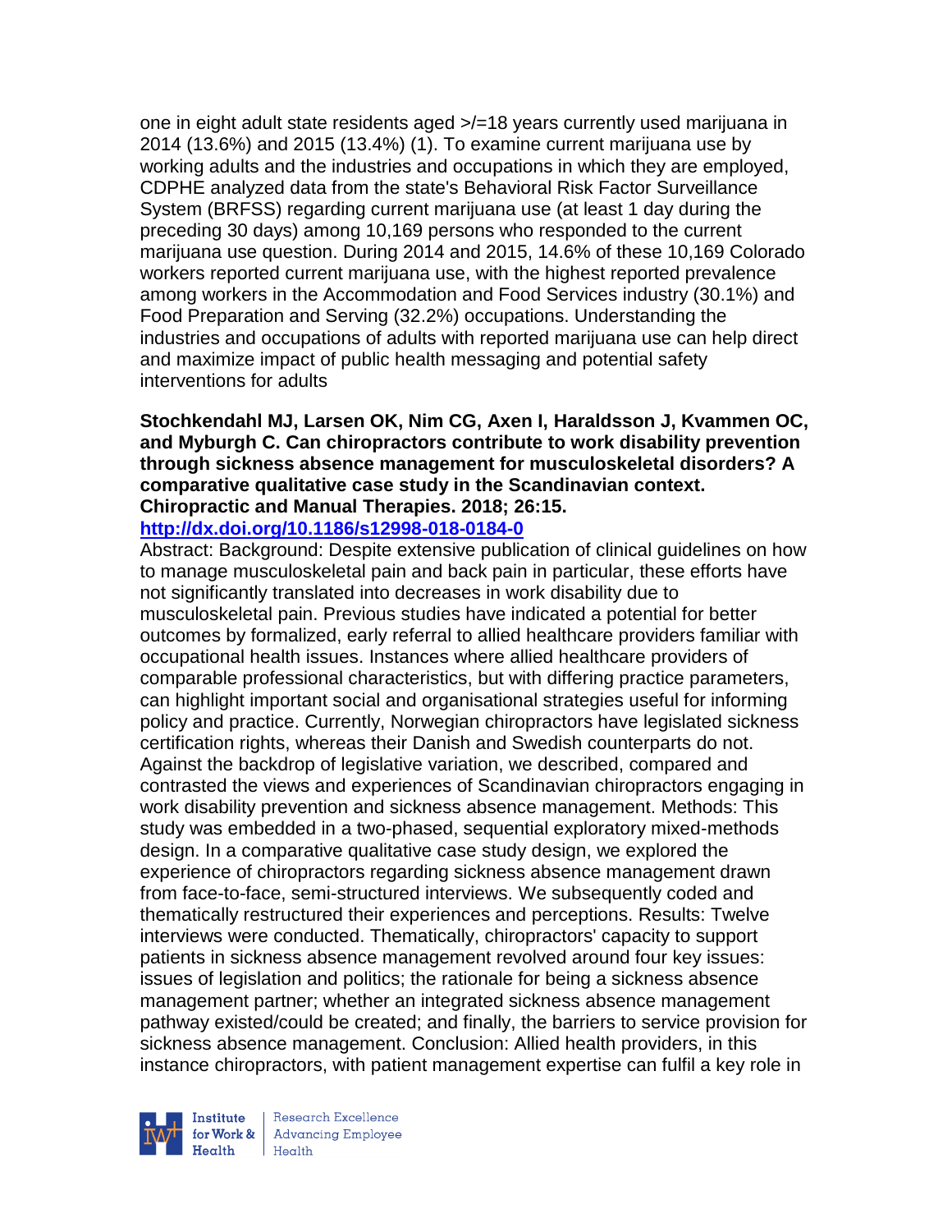one in eight adult state residents aged >/=18 years currently used marijuana in 2014 (13.6%) and 2015 (13.4%) (1). To examine current marijuana use by working adults and the industries and occupations in which they are employed, CDPHE analyzed data from the state's Behavioral Risk Factor Surveillance System (BRFSS) regarding current marijuana use (at least 1 day during the preceding 30 days) among 10,169 persons who responded to the current marijuana use question. During 2014 and 2015, 14.6% of these 10,169 Colorado workers reported current marijuana use, with the highest reported prevalence among workers in the Accommodation and Food Services industry (30.1%) and Food Preparation and Serving (32.2%) occupations. Understanding the industries and occupations of adults with reported marijuana use can help direct and maximize impact of public health messaging and potential safety interventions for adults

**Stochkendahl MJ, Larsen OK, Nim CG, Axen I, Haraldsson J, Kvammen OC, and Myburgh C. Can chiropractors contribute to work disability prevention through sickness absence management for musculoskeletal disorders? A comparative qualitative case study in the Scandinavian context. Chiropractic and Manual Therapies. 2018; 26:15.**
**http://dx.doi.org/10.1186/s12998-018-0184-0**

Abstract: Background: Despite extensive publication of clinical guidelines on how to manage musculoskeletal pain and back pain in particular, these efforts have not significantly translated into decreases in work disability due to musculoskeletal pain. Previous studies have indicated a potential for better outcomes by formalized, early referral to allied healthcare providers familiar with occupational health issues. Instances where allied healthcare providers of comparable professional characteristics, but with differing practice parameters, can highlight important social and organisational strategies useful for informing policy and practice. Currently, Norwegian chiropractors have legislated sickness certification rights, whereas their Danish and Swedish counterparts do not. Against the backdrop of legislative variation, we described, compared and contrasted the views and experiences of Scandinavian chiropractors engaging in work disability prevention and sickness absence management. Methods: This study was embedded in a two-phased, sequential exploratory mixed-methods design. In a comparative qualitative case study design, we explored the experience of chiropractors regarding sickness absence management drawn from face-to-face, semi-structured interviews. We subsequently coded and thematically restructured their experiences and perceptions. Results: Twelve interviews were conducted. Thematically, chiropractors' capacity to support patients in sickness absence management revolved around four key issues: issues of legislation and politics; the rationale for being a sickness absence management partner; whether an integrated sickness absence management pathway existed/could be created; and finally, the barriers to service provision for sickness absence management. Conclusion: Allied health providers, in this instance chiropractors, with patient management expertise can fulfil a key role in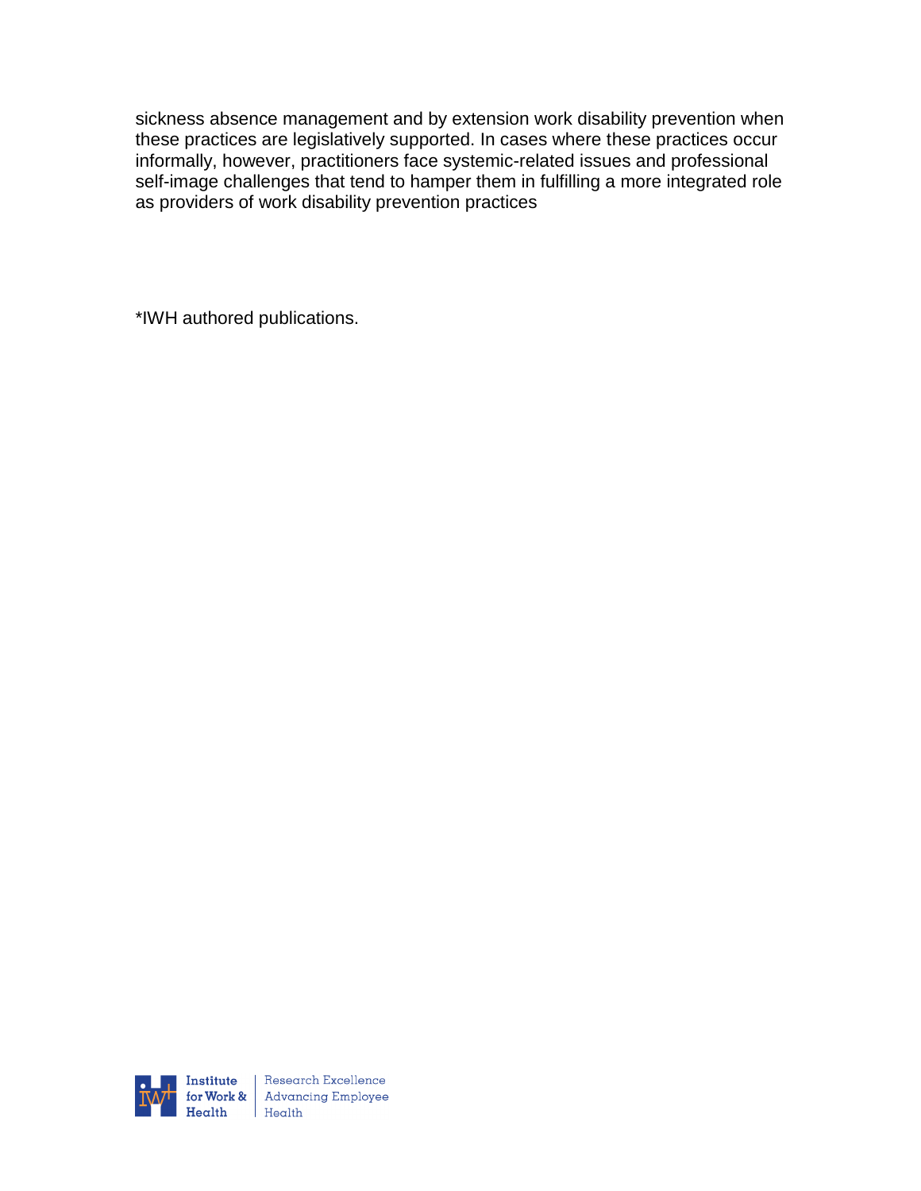sickness absence management and by extension work disability prevention when these practices are legislatively supported. In cases where these practices occur informally, however, practitioners face systemic-related issues and professional self-image challenges that tend to hamper them in fulfilling a more integrated role as providers of work disability prevention practices

*IWH authored publications.